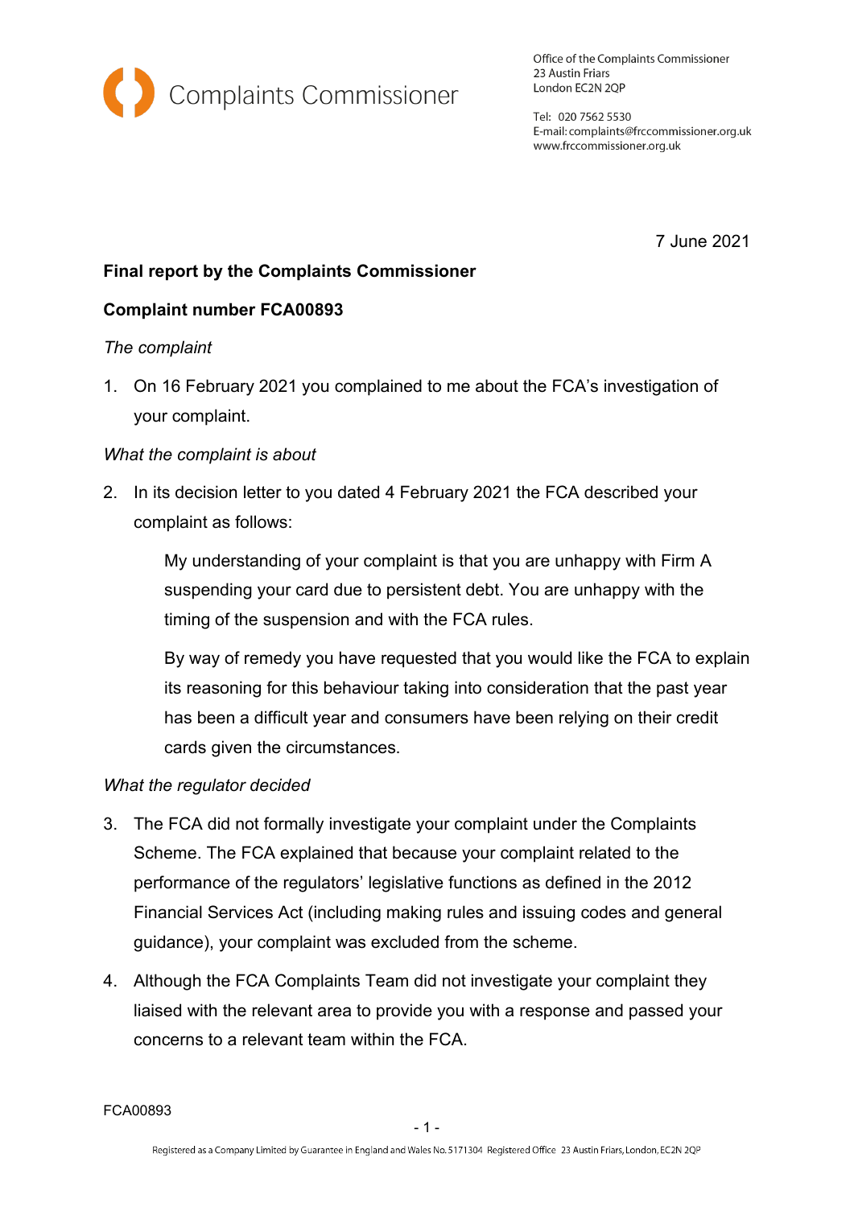Complaints Commissioner

Office of the Complaints Commissioner
23 Austin Friars
London EC2N 2QP

Tel: 020 7562 5530
E-mail: complaints@frccommissioner.org.uk
www.frccommissioner.org.uk

7 June 2021

**Final report by the Complaints Commissioner**

**Complaint number FCA00893**

*The complaint*

1. On 16 February 2021 you complained to me about the FCA's investigation of your complaint.

*What the complaint is about*

2. In its decision letter to you dated 4 February 2021 the FCA described your complaint as follows:

   My understanding of your complaint is that you are unhappy with Firm A suspending your card due to persistent debt. You are unhappy with the timing of the suspension and with the FCA rules.

   By way of remedy you have requested that you would like the FCA to explain its reasoning for this behaviour taking into consideration that the past year has been a difficult year and consumers have been relying on their credit cards given the circumstances.

*What the regulator decided*

3. The FCA did not formally investigate your complaint under the Complaints Scheme. The FCA explained that because your complaint related to the performance of the regulators' legislative functions as defined in the 2012 Financial Services Act (including making rules and issuing codes and general guidance), your complaint was excluded from the scheme.

4. Although the FCA Complaints Team did not investigate your complaint they liaised with the relevant area to provide you with a response and passed your concerns to a relevant team within the FCA.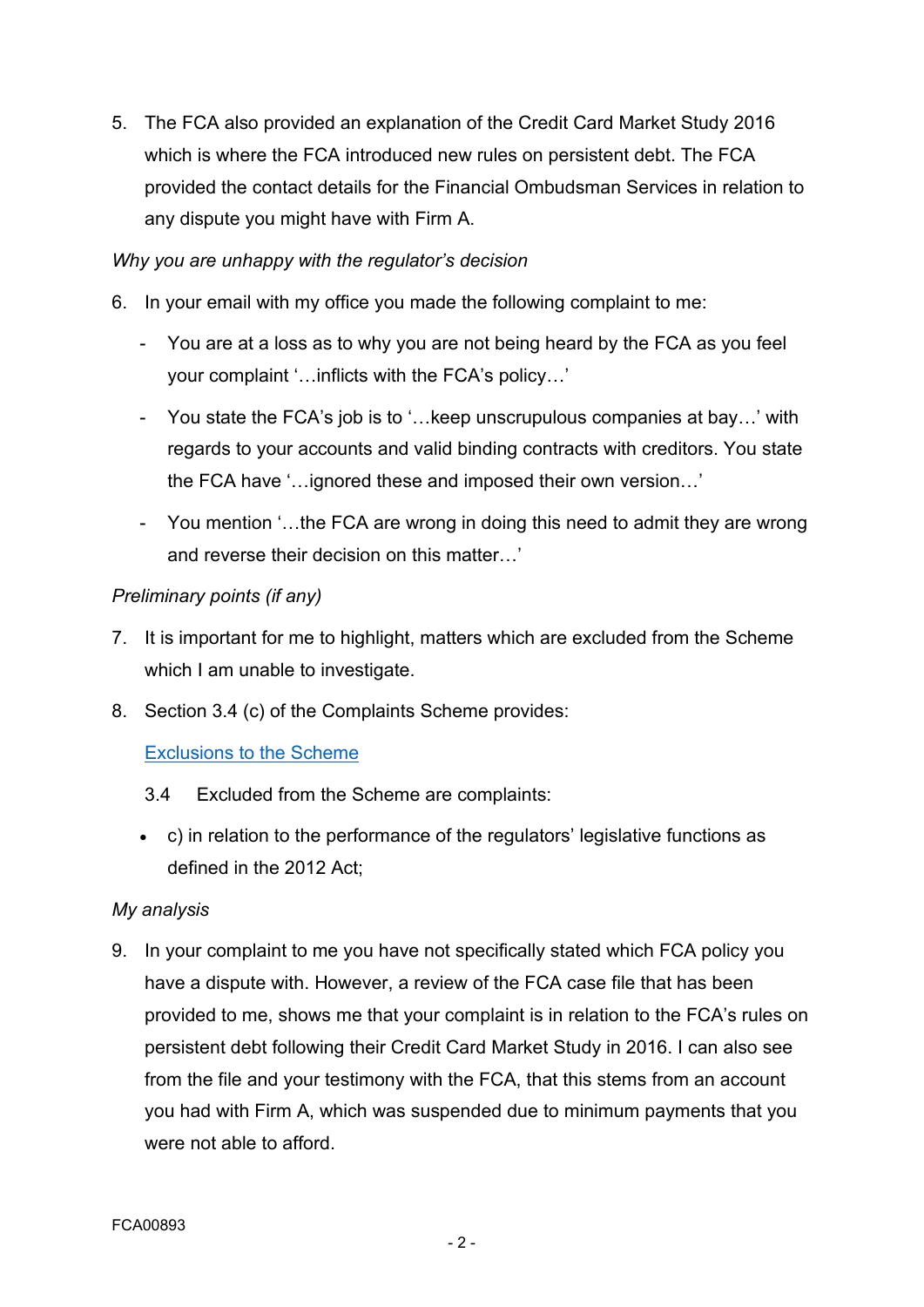5. The FCA also provided an explanation of the Credit Card Market Study 2016 which is where the FCA introduced new rules on persistent debt. The FCA provided the contact details for the Financial Ombudsman Services in relation to any dispute you might have with Firm A.

*Why you are unhappy with the regulator's decision*

6. In your email with my office you made the following complaint to me:

   - You are at a loss as to why you are not being heard by the FCA as you feel your complaint '…inflicts with the FCA's policy…'
   - You state the FCA's job is to '…keep unscrupulous companies at bay…' with regards to your accounts and valid binding contracts with creditors. You state the FCA have '…ignored these and imposed their own version…'
   - You mention '…the FCA are wrong in doing this need to admit they are wrong and reverse their decision on this matter…'

*Preliminary points (if any)*

7. It is important for me to highlight, matters which are excluded from the Scheme which I am unable to investigate.

8. Section 3.4 (c) of the Complaints Scheme provides:

   Exclusions to the Scheme

   3.4 Excluded from the Scheme are complaints:

   - c) in relation to the performance of the regulators' legislative functions as defined in the 2012 Act;

*My analysis*

9. In your complaint to me you have not specifically stated which FCA policy you have a dispute with. However, a review of the FCA case file that has been provided to me, shows me that your complaint is in relation to the FCA's rules on persistent debt following their Credit Card Market Study in 2016. I can also see from the file and your testimony with the FCA, that this stems from an account you had with Firm A, which was suspended due to minimum payments that you were not able to afford.

FCA00893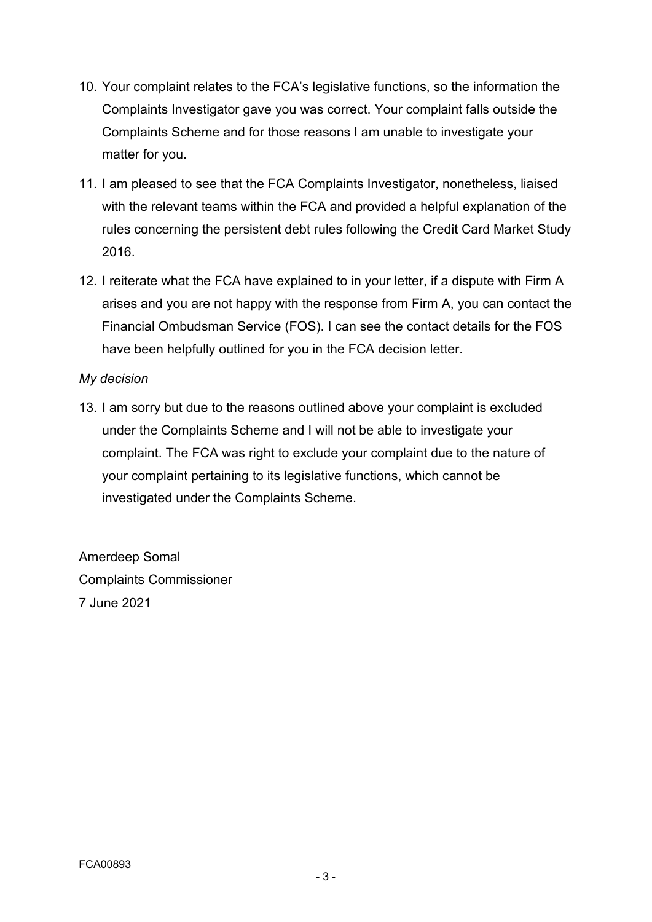10. Your complaint relates to the FCA's legislative functions, so the information the Complaints Investigator gave you was correct. Your complaint falls outside the Complaints Scheme and for those reasons I am unable to investigate your matter for you.
11. I am pleased to see that the FCA Complaints Investigator, nonetheless, liaised with the relevant teams within the FCA and provided a helpful explanation of the rules concerning the persistent debt rules following the Credit Card Market Study 2016.
12. I reiterate what the FCA have explained to in your letter, if a dispute with Firm A arises and you are not happy with the response from Firm A, you can contact the Financial Ombudsman Service (FOS). I can see the contact details for the FOS have been helpfully outlined for you in the FCA decision letter.

*My decision*

13. I am sorry but due to the reasons outlined above your complaint is excluded under the Complaints Scheme and I will not be able to investigate your complaint. The FCA was right to exclude your complaint due to the nature of your complaint pertaining to its legislative functions, which cannot be investigated under the Complaints Scheme.

Amerdeep Somal
Complaints Commissioner
7 June 2021

FCA00893